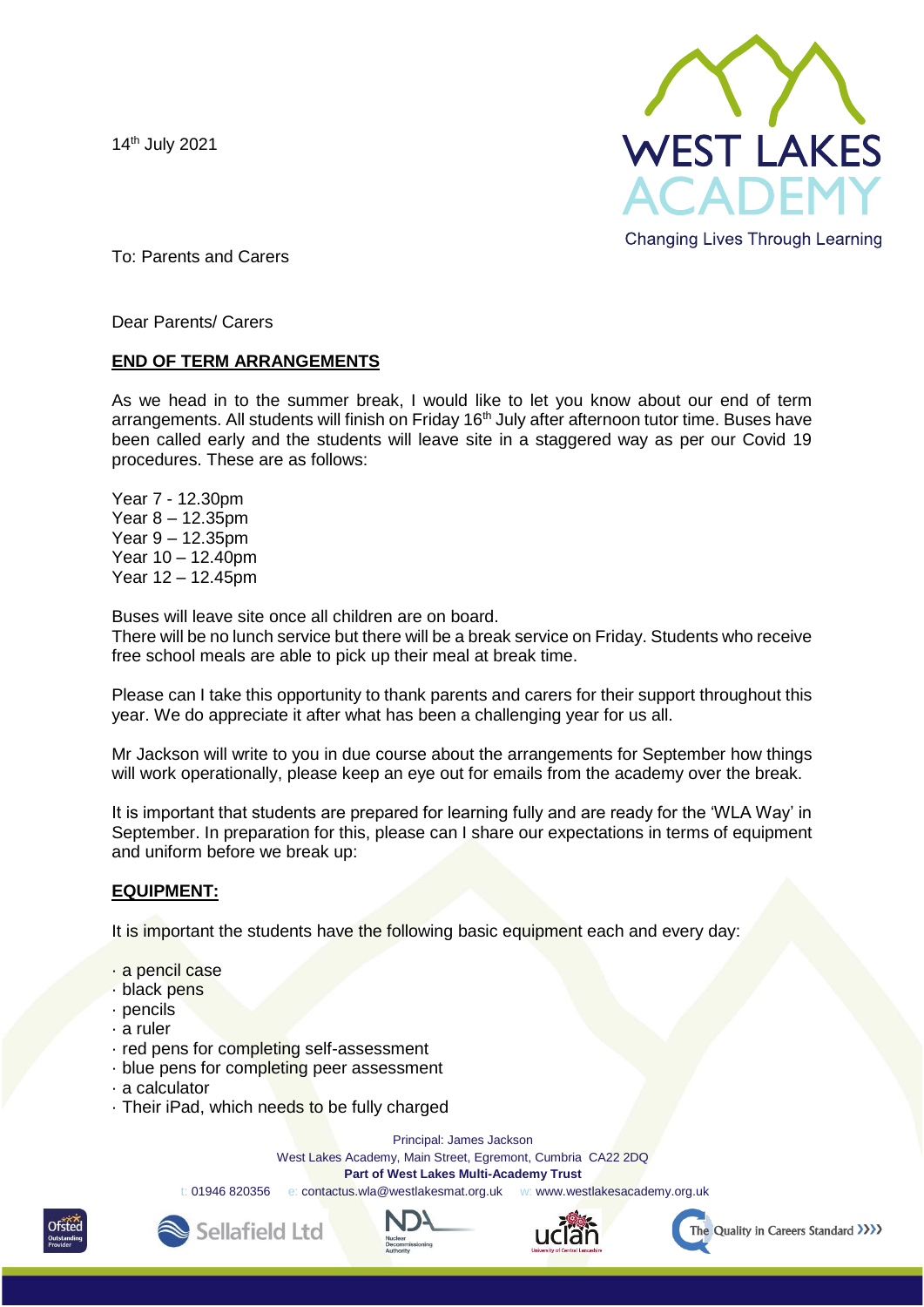14th July 2021

To: Parents and Carers

Dear Parents/ Carers

## END OF TERM ARRANGEMENTS

As we head in to the summer break, I would like to let you know about our end of term arrangements. All students will finish on Friday 16th July after afternoon tutor time. Buses have been called early and the students will leave site in a staggered way as per our Covid 19 procedures. These are as follows:

Year 7 - 12.30pm
Year 8 – 12.35pm
Year 9 – 12.35pm
Year 10 – 12.40pm
Year 12 – 12.45pm

Buses will leave site once all children are on board.
There will be no lunch service but there will be a break service on Friday. Students who receive free school meals are able to pick up their meal at break time.

Please can I take this opportunity to thank parents and carers for their support throughout this year. We do appreciate it after what has been a challenging year for us all.

Mr Jackson will write to you in due course about the arrangements for September how things will work operationally, please keep an eye out for emails from the academy over the break.

It is important that students are prepared for learning fully and are ready for the 'WLA Way' in September. In preparation for this, please can I share our expectations in terms of equipment and uniform before we break up:

## EQUIPMENT:

It is important the students have the following basic equipment each and every day:

- a pencil case
- black pens
- pencils
- a ruler
- red pens for completing self-assessment
- blue pens for completing peer assessment
- a calculator
- Their iPad, which needs to be fully charged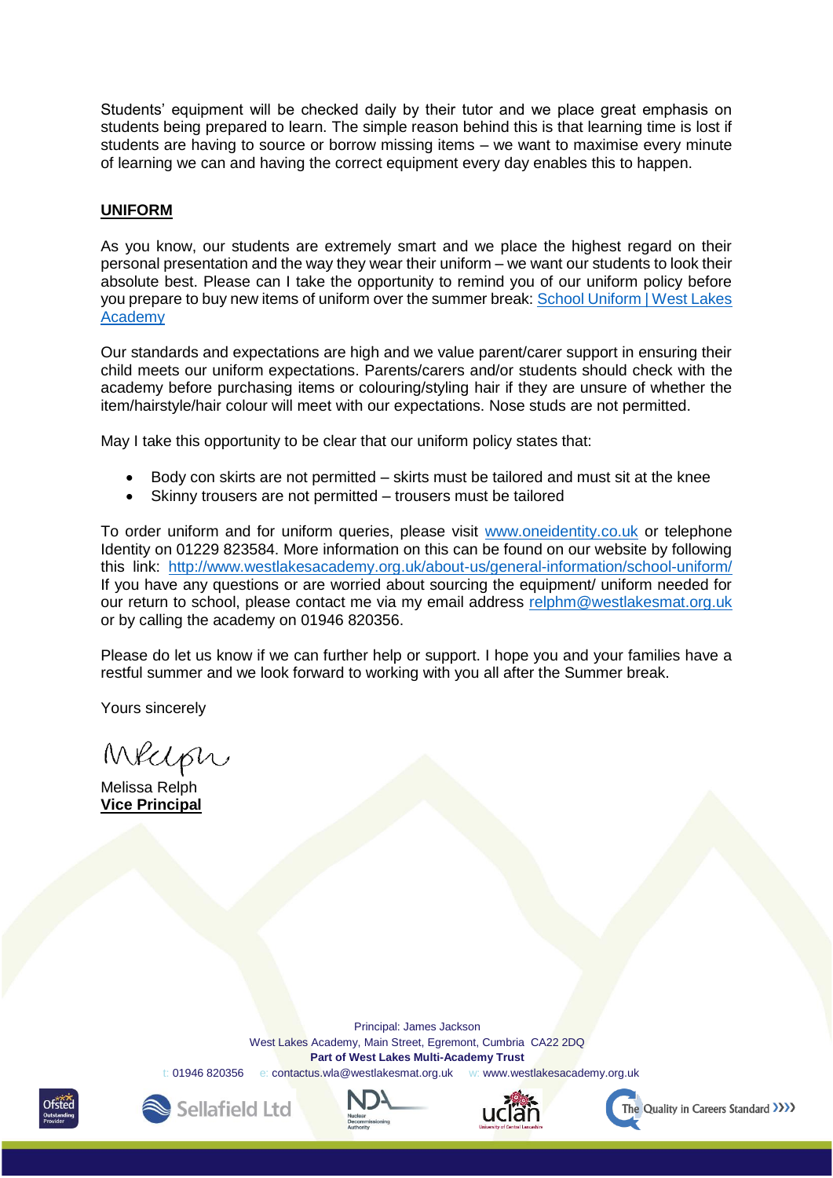Students' equipment will be checked daily by their tutor and we place great emphasis on students being prepared to learn. The simple reason behind this is that learning time is lost if students are having to source or borrow missing items – we want to maximise every minute of learning we can and having the correct equipment every day enables this to happen.

## UNIFORM

As you know, our students are extremely smart and we place the highest regard on their personal presentation and the way they wear their uniform – we want our students to look their absolute best. Please can I take the opportunity to remind you of our uniform policy before you prepare to buy new items of uniform over the summer break: School Uniform | West Lakes Academy

Our standards and expectations are high and we value parent/carer support in ensuring their child meets our uniform expectations. Parents/carers and/or students should check with the academy before purchasing items or colouring/styling hair if they are unsure of whether the item/hairstyle/hair colour will meet with our expectations. Nose studs are not permitted.

May I take this opportunity to be clear that our uniform policy states that:

- Body con skirts are not permitted – skirts must be tailored and must sit at the knee
- Skinny trousers are not permitted – trousers must be tailored

To order uniform and for uniform queries, please visit www.oneidentity.co.uk or telephone Identity on 01229 823584. More information on this can be found on our website by following this link: http://www.westlakesacademy.org.uk/about-us/general-information/school-uniform/ If you have any questions or are worried about sourcing the equipment/ uniform needed for our return to school, please contact me via my email address relphm@westlakesmat.org.uk or by calling the academy on 01946 820356.

Please do let us know if we can further help or support. I hope you and your families have a restful summer and we look forward to working with you all after the Summer break.

Yours sincerely

MRelph

Melissa Relph
**Vice Principal**

Principal: James Jackson
West Lakes Academy, Main Street, Egremont, Cumbria CA22 2DQ
**Part of West Lakes Multi-Academy Trust**
t: 01946 820356 e: contactus.wla@westlakesmat.org.uk w: www.westlakesacademy.org.uk